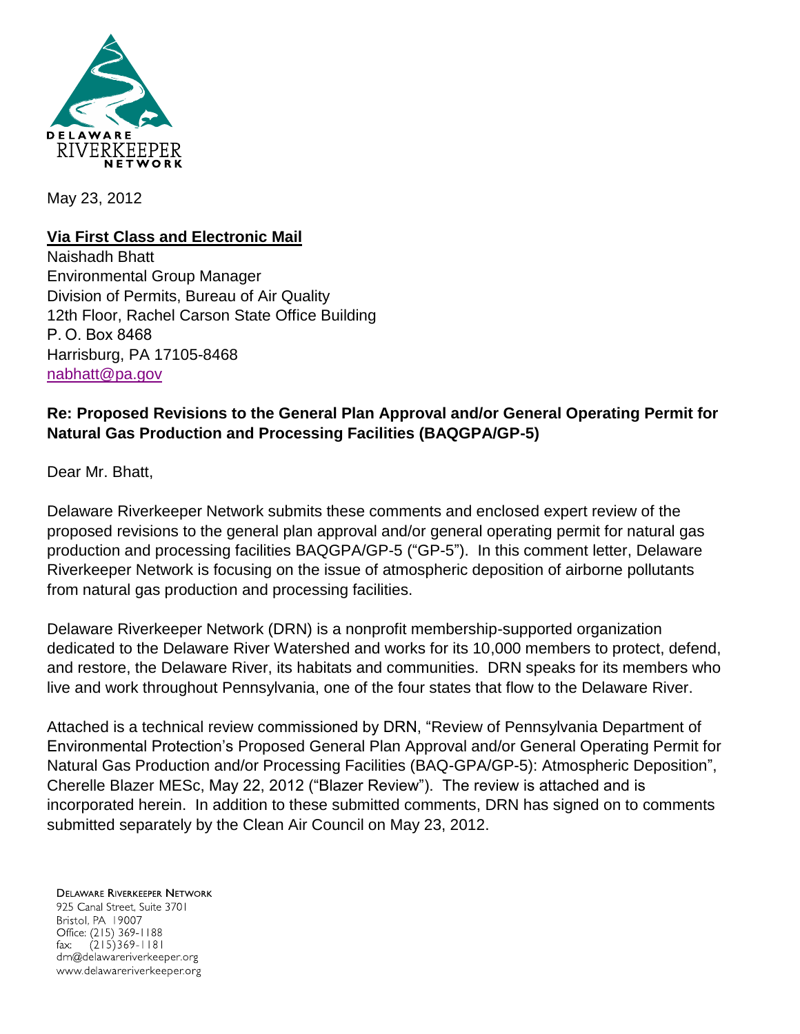DELAWARE RIVERKEEPER NETWORK

May 23, 2012

**Via First Class and Electronic Mail**
Naishadh Bhatt
Environmental Group Manager
Division of Permits, Bureau of Air Quality
12th Floor, Rachel Carson State Office Building
P. O. Box 8468
Harrisburg, PA 17105-8468
nabhatt@pa.gov

**Re: Proposed Revisions to the General Plan Approval and/or General Operating Permit for Natural Gas Production and Processing Facilities (BAQGPA/GP-5)**

Dear Mr. Bhatt,

Delaware Riverkeeper Network submits these comments and enclosed expert review of the proposed revisions to the general plan approval and/or general operating permit for natural gas production and processing facilities BAQGPA/GP-5 ("GP-5"). In this comment letter, Delaware Riverkeeper Network is focusing on the issue of atmospheric deposition of airborne pollutants from natural gas production and processing facilities.

Delaware Riverkeeper Network (DRN) is a nonprofit membership-supported organization dedicated to the Delaware River Watershed and works for its 10,000 members to protect, defend, and restore, the Delaware River, its habitats and communities. DRN speaks for its members who live and work throughout Pennsylvania, one of the four states that flow to the Delaware River.

Attached is a technical review commissioned by DRN, "Review of Pennsylvania Department of Environmental Protection's Proposed General Plan Approval and/or General Operating Permit for Natural Gas Production and/or Processing Facilities (BAQ-GPA/GP-5): Atmospheric Deposition", Cherelle Blazer MESc, May 22, 2012 ("Blazer Review"). The review is attached and is incorporated herein. In addition to these submitted comments, DRN has signed on to comments submitted separately by the Clean Air Council on May 23, 2012.

DELAWARE RIVERKEEPER NETWORK
925 Canal Street, Suite 3701
Bristol, PA 19007
Office: (215) 369-1188
fax: (215)369-1181
drn@delawareriverkeeper.org
www.delawareriverkeeper.org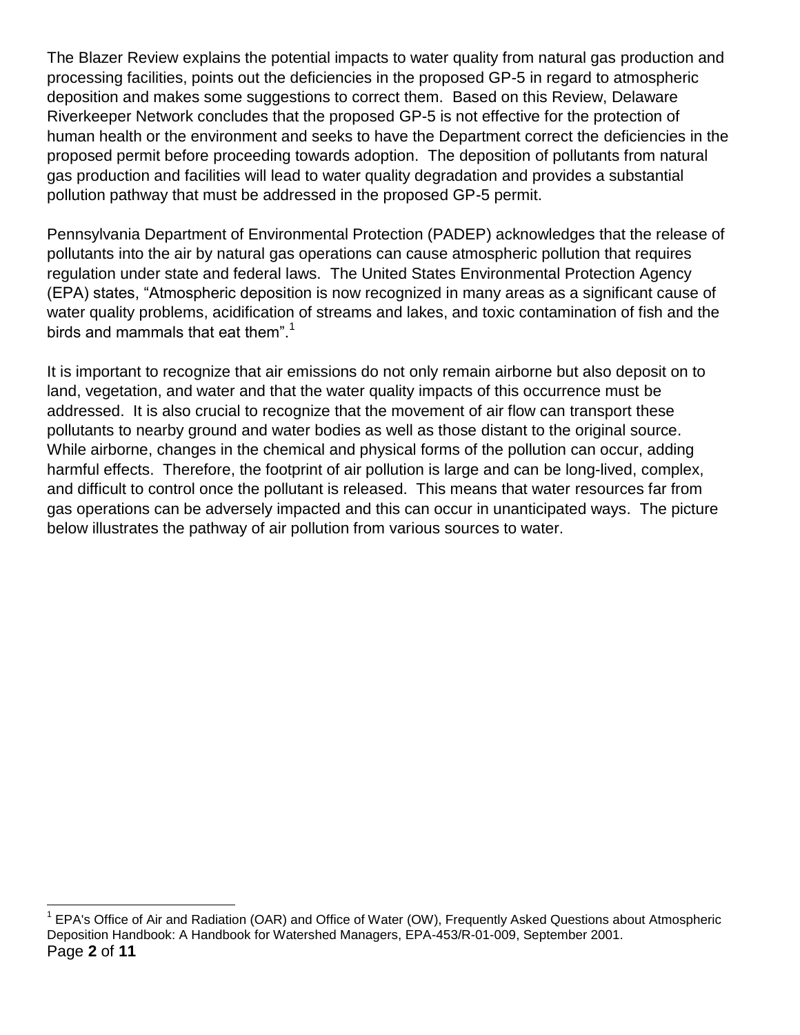The Blazer Review explains the potential impacts to water quality from natural gas production and processing facilities, points out the deficiencies in the proposed GP-5 in regard to atmospheric deposition and makes some suggestions to correct them. Based on this Review, Delaware Riverkeeper Network concludes that the proposed GP-5 is not effective for the protection of human health or the environment and seeks to have the Department correct the deficiencies in the proposed permit before proceeding towards adoption. The deposition of pollutants from natural gas production and facilities will lead to water quality degradation and provides a substantial pollution pathway that must be addressed in the proposed GP-5 permit.

Pennsylvania Department of Environmental Protection (PADEP) acknowledges that the release of pollutants into the air by natural gas operations can cause atmospheric pollution that requires regulation under state and federal laws. The United States Environmental Protection Agency (EPA) states, "Atmospheric deposition is now recognized in many areas as a significant cause of water quality problems, acidification of streams and lakes, and toxic contamination of fish and the birds and mammals that eat them".[1]

It is important to recognize that air emissions do not only remain airborne but also deposit on to land, vegetation, and water and that the water quality impacts of this occurrence must be addressed. It is also crucial to recognize that the movement of air flow can transport these pollutants to nearby ground and water bodies as well as those distant to the original source. While airborne, changes in the chemical and physical forms of the pollution can occur, adding harmful effects. Therefore, the footprint of air pollution is large and can be long-lived, complex, and difficult to control once the pollutant is released. This means that water resources far from gas operations can be adversely impacted and this can occur in unanticipated ways. The picture below illustrates the pathway of air pollution from various sources to water.

[1] EPA's Office of Air and Radiation (OAR) and Office of Water (OW), Frequently Asked Questions about Atmospheric Deposition Handbook: A Handbook for Watershed Managers, EPA-453/R-01-009, September 2001.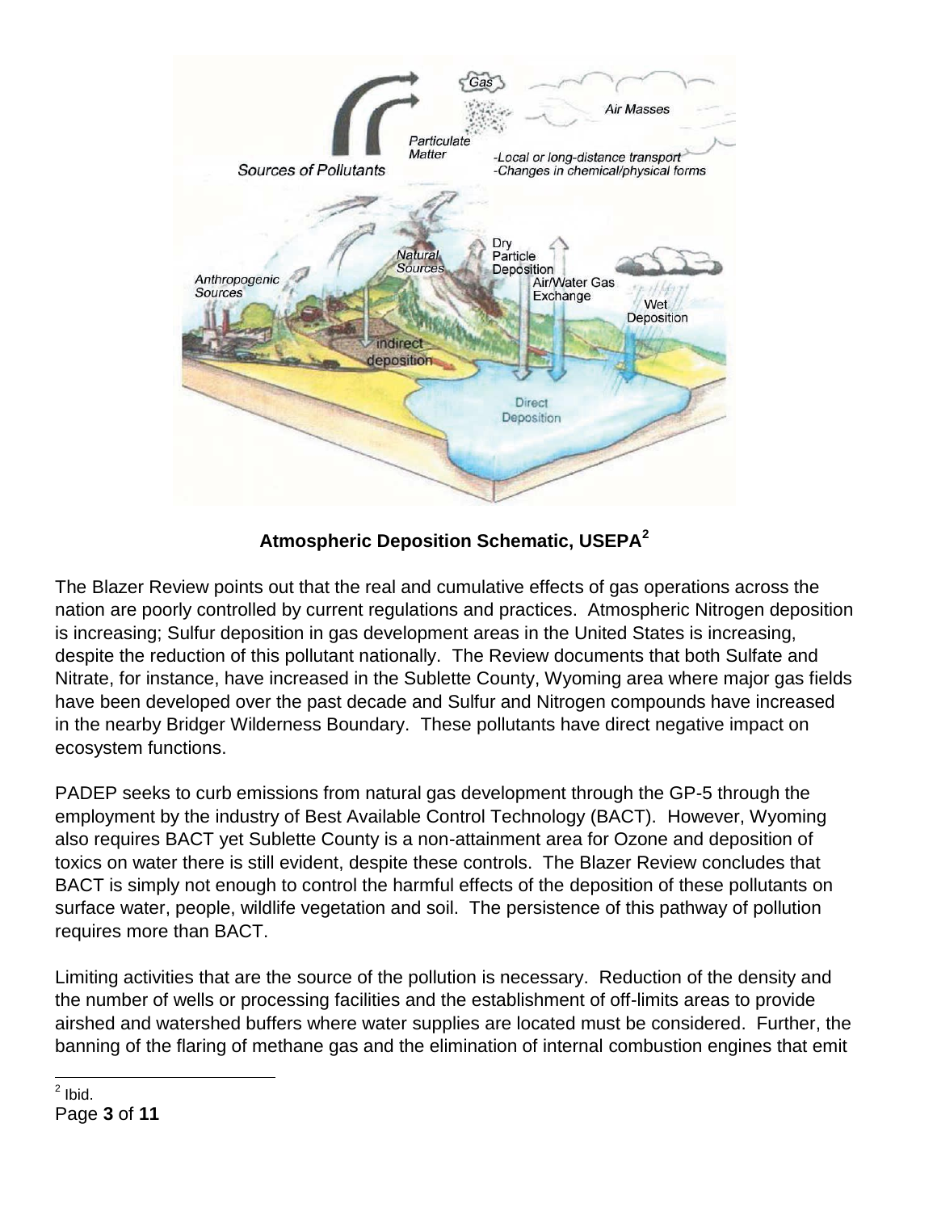Sources of Pollutants

Gas

Particulate Matter

Air Masses

-Local or long-distance transport
-Changes in chemical/physical forms

Anthropogenic Sources

Natural Sources

Dry Particle Deposition

Air/Water Gas Exchange

Wet Deposition

indirect deposition

Direct Deposition

**Atmospheric Deposition Schematic, USEPA[2]**

The Blazer Review points out that the real and cumulative effects of gas operations across the nation are poorly controlled by current regulations and practices. Atmospheric Nitrogen deposition is increasing; Sulfur deposition in gas development areas in the United States is increasing, despite the reduction of this pollutant nationally. The Review documents that both Sulfate and Nitrate, for instance, have increased in the Sublette County, Wyoming area where major gas fields have been developed over the past decade and Sulfur and Nitrogen compounds have increased in the nearby Bridger Wilderness Boundary. These pollutants have direct negative impact on ecosystem functions.

PADEP seeks to curb emissions from natural gas development through the GP-5 through the employment by the industry of Best Available Control Technology (BACT). However, Wyoming also requires BACT yet Sublette County is a non-attainment area for Ozone and deposition of toxics on water there is still evident, despite these controls. The Blazer Review concludes that BACT is simply not enough to control the harmful effects of the deposition of these pollutants on surface water, people, wildlife vegetation and soil. The persistence of this pathway of pollution requires more than BACT.

Limiting activities that are the source of the pollution is necessary. Reduction of the density and the number of wells or processing facilities and the establishment of off-limits areas to provide airshed and watershed buffers where water supplies are located must be considered. Further, the banning of the flaring of methane gas and the elimination of internal combustion engines that emit

[2] Ibid.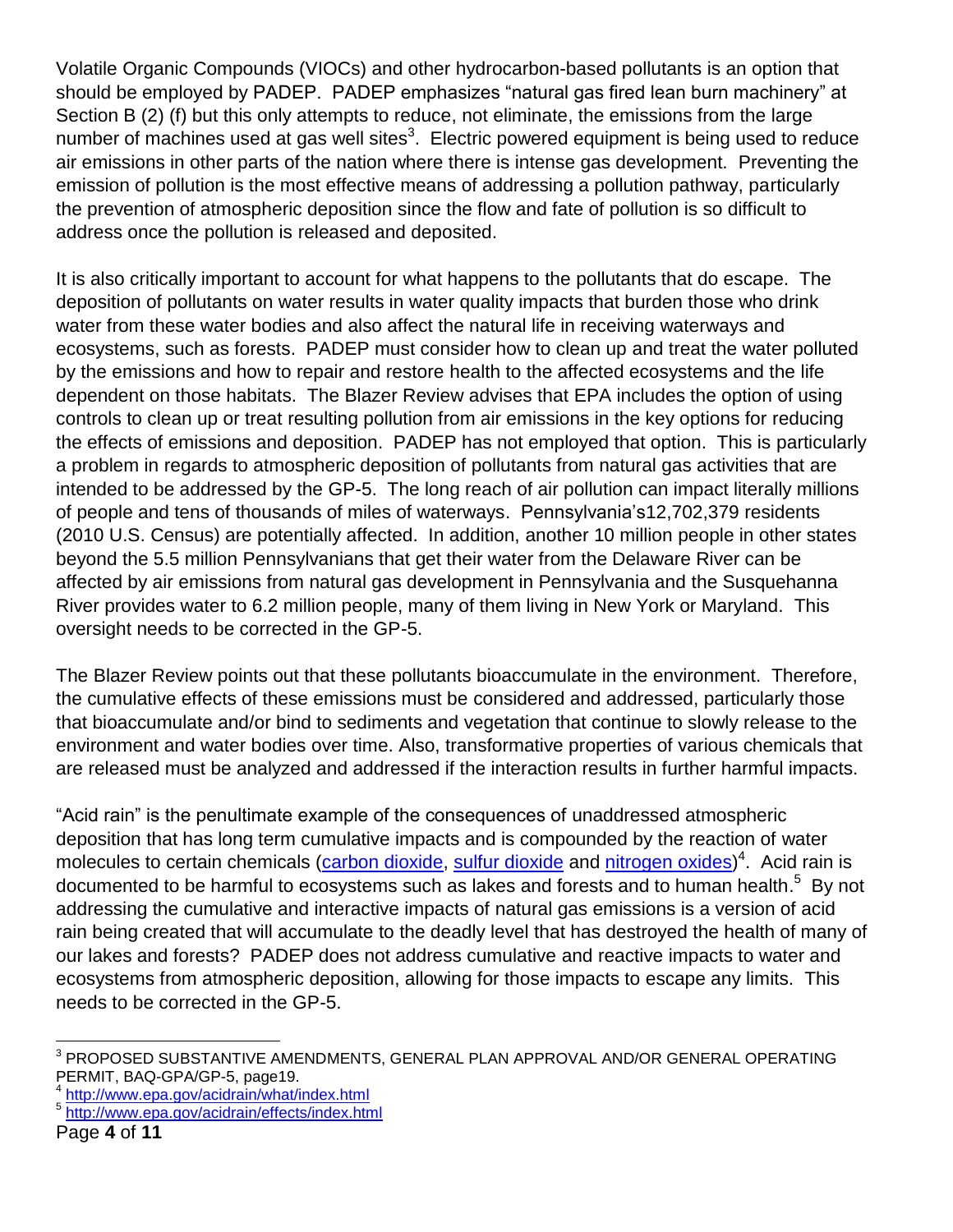Volatile Organic Compounds (VIOCs) and other hydrocarbon-based pollutants is an option that should be employed by PADEP. PADEP emphasizes "natural gas fired lean burn machinery" at Section B (2) (f) but this only attempts to reduce, not eliminate, the emissions from the large number of machines used at gas well sites[3]. Electric powered equipment is being used to reduce air emissions in other parts of the nation where there is intense gas development. Preventing the emission of pollution is the most effective means of addressing a pollution pathway, particularly the prevention of atmospheric deposition since the flow and fate of pollution is so difficult to address once the pollution is released and deposited.

It is also critically important to account for what happens to the pollutants that do escape. The deposition of pollutants on water results in water quality impacts that burden those who drink water from these water bodies and also affect the natural life in receiving waterways and ecosystems, such as forests. PADEP must consider how to clean up and treat the water polluted by the emissions and how to repair and restore health to the affected ecosystems and the life dependent on those habitats. The Blazer Review advises that EPA includes the option of using controls to clean up or treat resulting pollution from air emissions in the key options for reducing the effects of emissions and deposition. PADEP has not employed that option. This is particularly a problem in regards to atmospheric deposition of pollutants from natural gas activities that are intended to be addressed by the GP-5. The long reach of air pollution can impact literally millions of people and tens of thousands of miles of waterways. Pennsylvania's12,702,379 residents (2010 U.S. Census) are potentially affected. In addition, another 10 million people in other states beyond the 5.5 million Pennsylvanians that get their water from the Delaware River can be affected by air emissions from natural gas development in Pennsylvania and the Susquehanna River provides water to 6.2 million people, many of them living in New York or Maryland. This oversight needs to be corrected in the GP-5.

The Blazer Review points out that these pollutants bioaccumulate in the environment. Therefore, the cumulative effects of these emissions must be considered and addressed, particularly those that bioaccumulate and/or bind to sediments and vegetation that continue to slowly release to the environment and water bodies over time. Also, transformative properties of various chemicals that are released must be analyzed and addressed if the interaction results in further harmful impacts.

"Acid rain" is the penultimate example of the consequences of unaddressed atmospheric deposition that has long term cumulative impacts and is compounded by the reaction of water molecules to certain chemicals (carbon dioxide, sulfur dioxide and nitrogen oxides)[4]. Acid rain is documented to be harmful to ecosystems such as lakes and forests and to human health.[5] By not addressing the cumulative and interactive impacts of natural gas emissions is a version of acid rain being created that will accumulate to the deadly level that has destroyed the health of many of our lakes and forests? PADEP does not address cumulative and reactive impacts to water and ecosystems from atmospheric deposition, allowing for those impacts to escape any limits. This needs to be corrected in the GP-5.

---

[3] PROPOSED SUBSTANTIVE AMENDMENTS, GENERAL PLAN APPROVAL AND/OR GENERAL OPERATING PERMIT, BAQ-GPA/GP-5, page19.

[4] http://www.epa.gov/acidrain/what/index.html

[5] http://www.epa.gov/acidrain/effects/index.html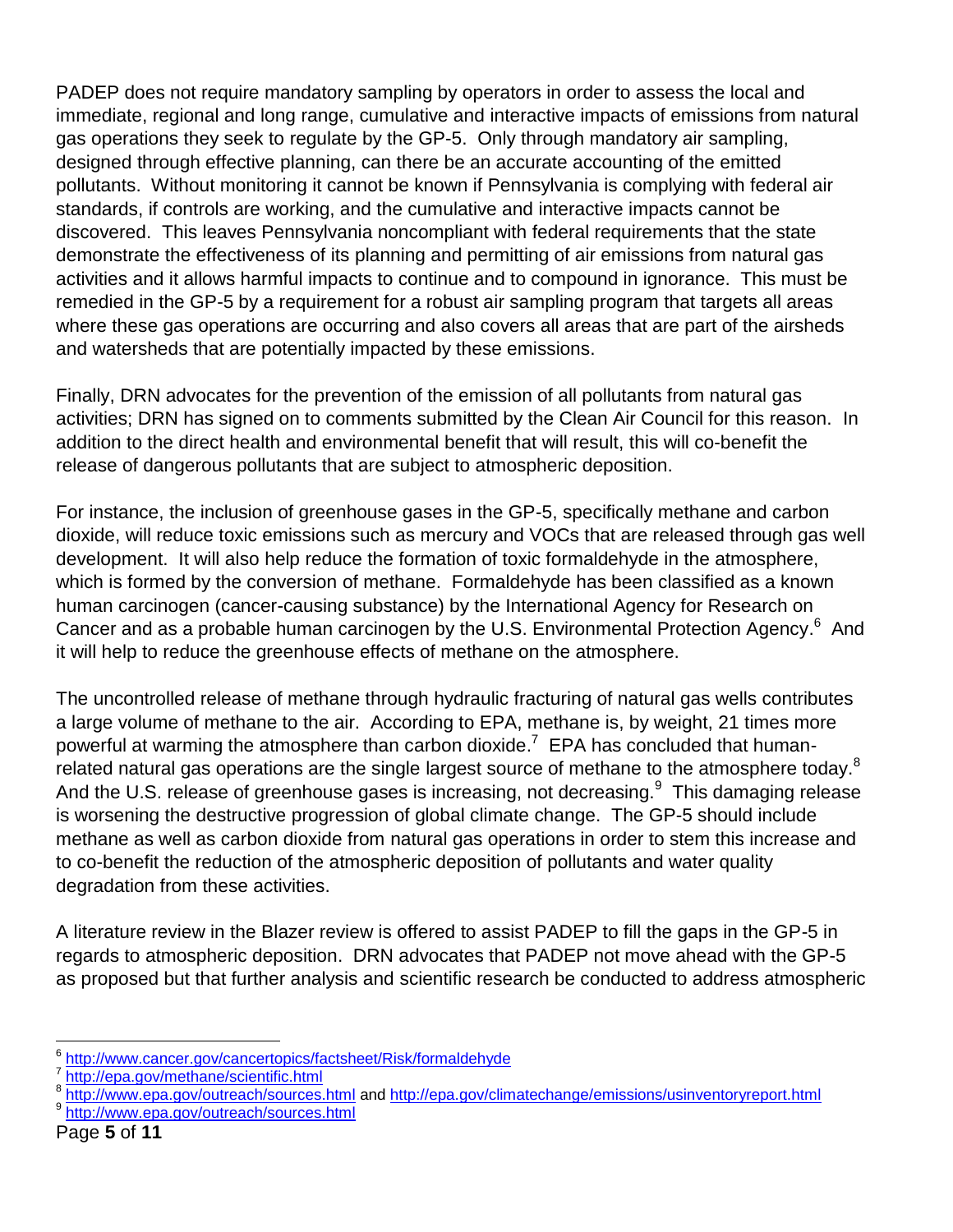PADEP does not require mandatory sampling by operators in order to assess the local and immediate, regional and long range, cumulative and interactive impacts of emissions from natural gas operations they seek to regulate by the GP-5. Only through mandatory air sampling, designed through effective planning, can there be an accurate accounting of the emitted pollutants. Without monitoring it cannot be known if Pennsylvania is complying with federal air standards, if controls are working, and the cumulative and interactive impacts cannot be discovered. This leaves Pennsylvania noncompliant with federal requirements that the state demonstrate the effectiveness of its planning and permitting of air emissions from natural gas activities and it allows harmful impacts to continue and to compound in ignorance. This must be remedied in the GP-5 by a requirement for a robust air sampling program that targets all areas where these gas operations are occurring and also covers all areas that are part of the airsheds and watersheds that are potentially impacted by these emissions.

Finally, DRN advocates for the prevention of the emission of all pollutants from natural gas activities; DRN has signed on to comments submitted by the Clean Air Council for this reason. In addition to the direct health and environmental benefit that will result, this will co-benefit the release of dangerous pollutants that are subject to atmospheric deposition.

For instance, the inclusion of greenhouse gases in the GP-5, specifically methane and carbon dioxide, will reduce toxic emissions such as mercury and VOCs that are released through gas well development. It will also help reduce the formation of toxic formaldehyde in the atmosphere, which is formed by the conversion of methane. Formaldehyde has been classified as a known human carcinogen (cancer-causing substance) by the International Agency for Research on Cancer and as a probable human carcinogen by the U.S. Environmental Protection Agency.[6] And it will help to reduce the greenhouse effects of methane on the atmosphere.

The uncontrolled release of methane through hydraulic fracturing of natural gas wells contributes a large volume of methane to the air. According to EPA, methane is, by weight, 21 times more powerful at warming the atmosphere than carbon dioxide.[7] EPA has concluded that human-related natural gas operations are the single largest source of methane to the atmosphere today.[8] And the U.S. release of greenhouse gases is increasing, not decreasing.[9] This damaging release is worsening the destructive progression of global climate change. The GP-5 should include methane as well as carbon dioxide from natural gas operations in order to stem this increase and to co-benefit the reduction of the atmospheric deposition of pollutants and water quality degradation from these activities.

A literature review in the Blazer review is offered to assist PADEP to fill the gaps in the GP-5 in regards to atmospheric deposition. DRN advocates that PADEP not move ahead with the GP-5 as proposed but that further analysis and scientific research be conducted to address atmospheric

---

[6] http://www.cancer.gov/cancertopics/factsheet/Risk/formaldehyde

[7] http://epa.gov/methane/scientific.html

[8] http://www.epa.gov/outreach/sources.html and http://epa.gov/climatechange/emissions/usinventoryreport.html

[9] http://www.epa.gov/outreach/sources.html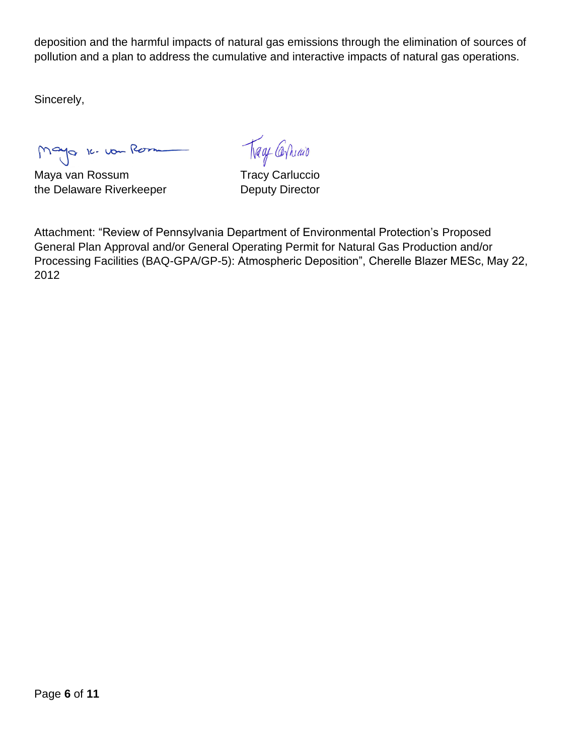deposition and the harmful impacts of natural gas emissions through the elimination of sources of pollution and a plan to address the cumulative and interactive impacts of natural gas operations.

Sincerely,

Maya van Rossum
the Delaware Riverkeeper

Tracy Carluccio
Deputy Director

Attachment: "Review of Pennsylvania Department of Environmental Protection's Proposed General Plan Approval and/or General Operating Permit for Natural Gas Production and/or Processing Facilities (BAQ-GPA/GP-5): Atmospheric Deposition", Cherelle Blazer MESc, May 22, 2012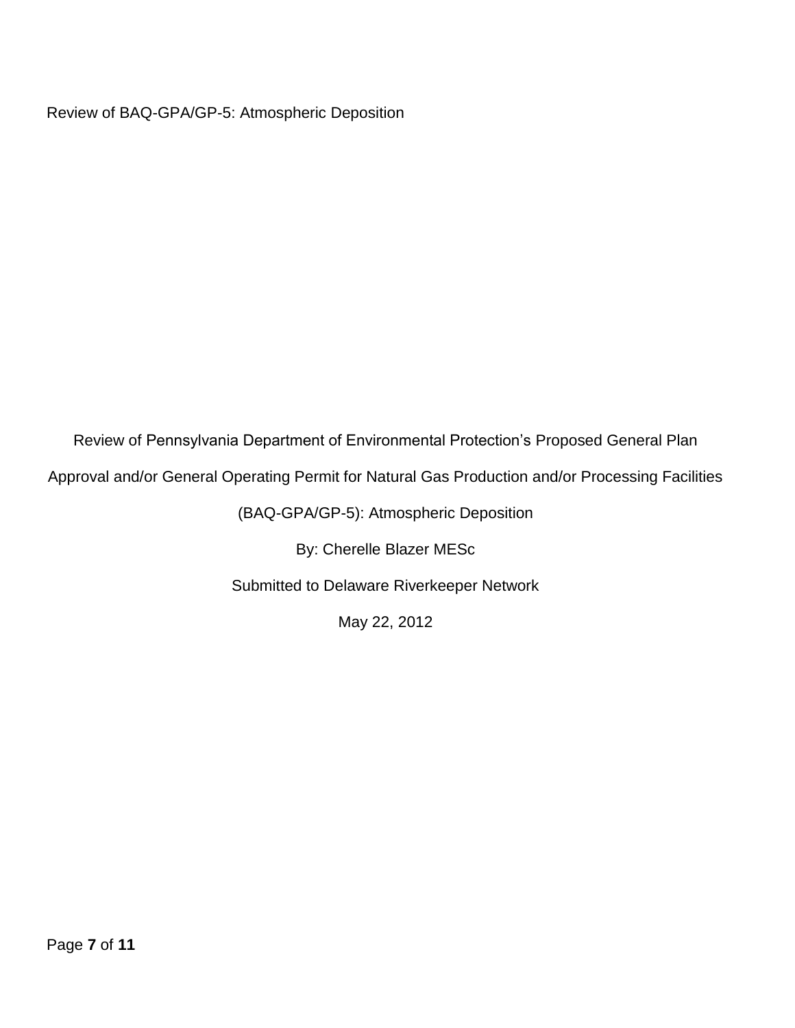Review of Pennsylvania Department of Environmental Protection's Proposed General Plan Approval and/or General Operating Permit for Natural Gas Production and/or Processing Facilities (BAQ-GPA/GP-5): Atmospheric Deposition

By: Cherelle Blazer MESc

Submitted to Delaware Riverkeeper Network

May 22, 2012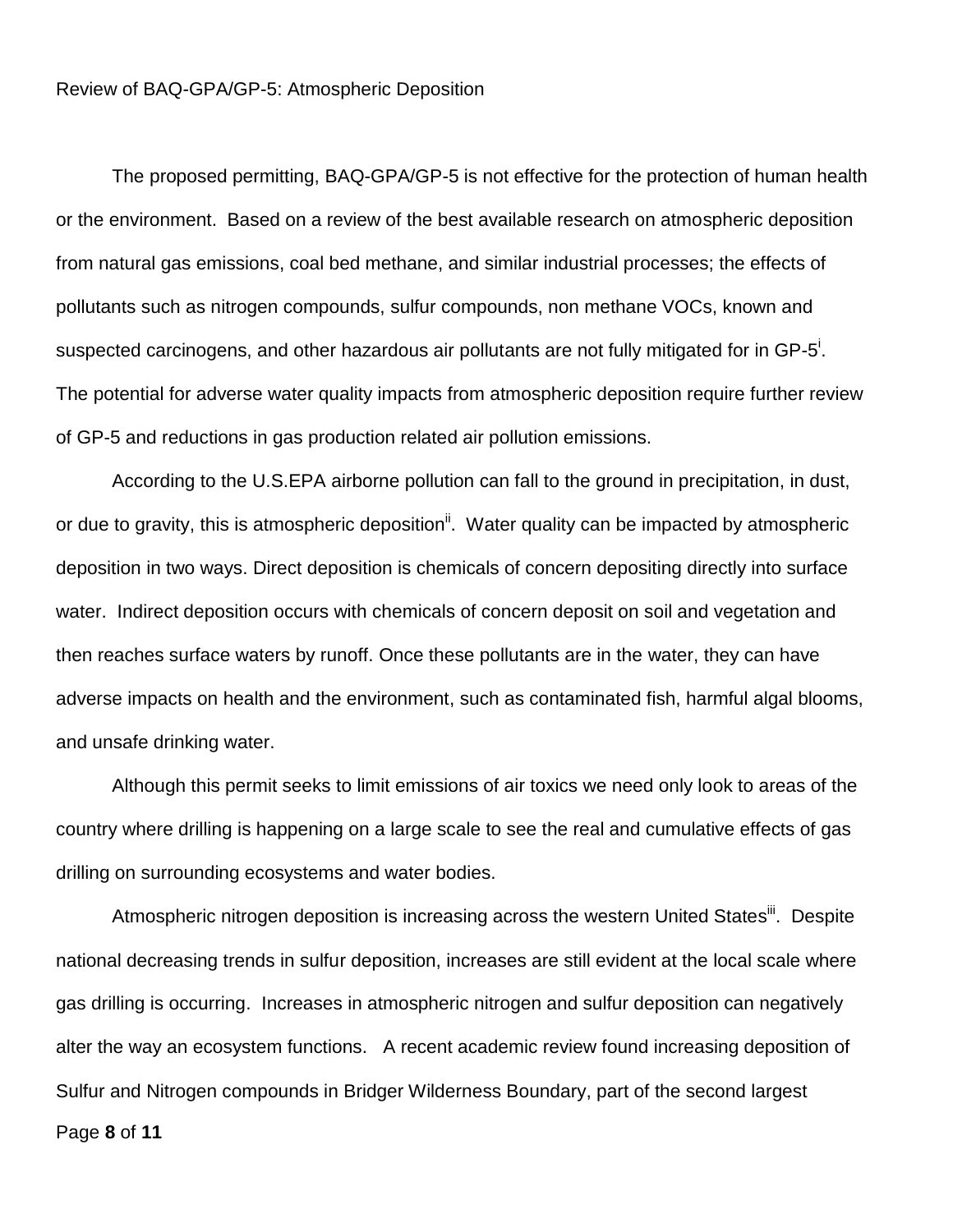Review of BAQ-GPA/GP-5: Atmospheric Deposition

The proposed permitting, BAQ-GPA/GP-5 is not effective for the protection of human health or the environment. Based on a review of the best available research on atmospheric deposition from natural gas emissions, coal bed methane, and similar industrial processes; the effects of pollutants such as nitrogen compounds, sulfur compounds, non methane VOCs, known and suspected carcinogens, and other hazardous air pollutants are not fully mitigated for in GP-5[i]. The potential for adverse water quality impacts from atmospheric deposition require further review of GP-5 and reductions in gas production related air pollution emissions.

According to the U.S.EPA airborne pollution can fall to the ground in precipitation, in dust, or due to gravity, this is atmospheric deposition[ii]. Water quality can be impacted by atmospheric deposition in two ways. Direct deposition is chemicals of concern depositing directly into surface water. Indirect deposition occurs with chemicals of concern deposit on soil and vegetation and then reaches surface waters by runoff. Once these pollutants are in the water, they can have adverse impacts on health and the environment, such as contaminated fish, harmful algal blooms, and unsafe drinking water.

Although this permit seeks to limit emissions of air toxics we need only look to areas of the country where drilling is happening on a large scale to see the real and cumulative effects of gas drilling on surrounding ecosystems and water bodies.

Atmospheric nitrogen deposition is increasing across the western United States[iii]. Despite national decreasing trends in sulfur deposition, increases are still evident at the local scale where gas drilling is occurring. Increases in atmospheric nitrogen and sulfur deposition can negatively alter the way an ecosystem functions. A recent academic review found increasing deposition of Sulfur and Nitrogen compounds in Bridger Wilderness Boundary, part of the second largest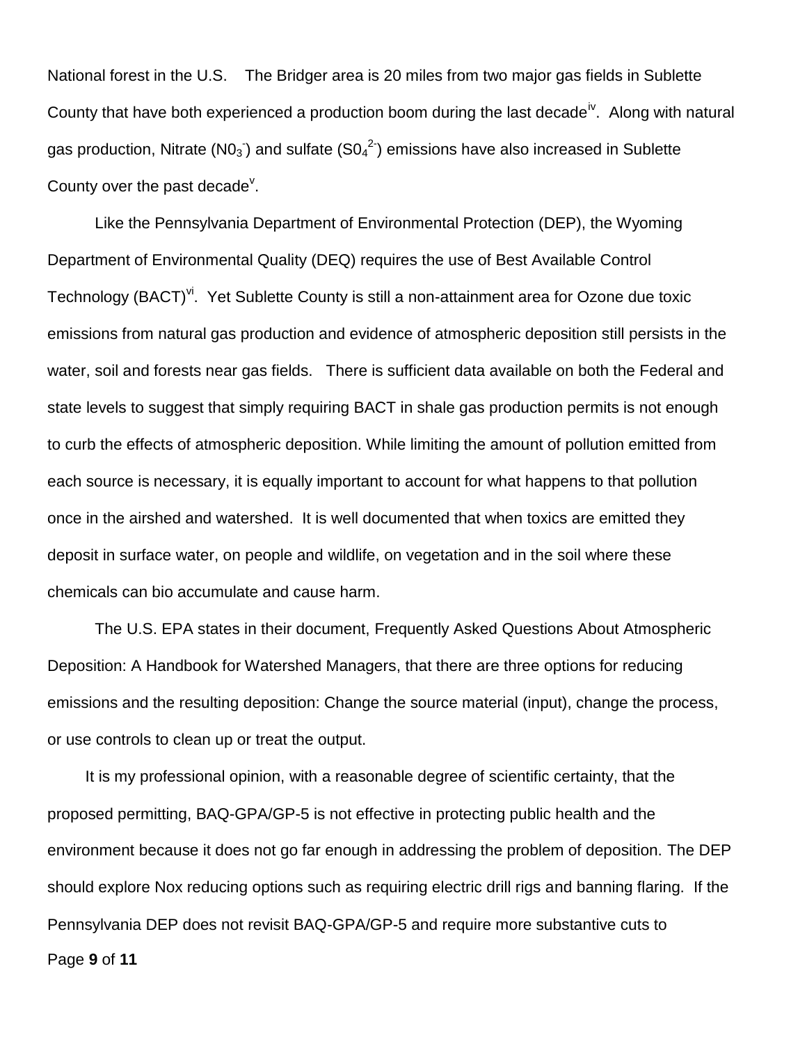National forest in the U.S. The Bridger area is 20 miles from two major gas fields in Sublette County that have both experienced a production boom during the last decade[iv]. Along with natural gas production, Nitrate ($N0_3^-$) and sulfate ($S0_4^{2-}$) emissions have also increased in Sublette County over the past decade[v].

Like the Pennsylvania Department of Environmental Protection (DEP), the Wyoming Department of Environmental Quality (DEQ) requires the use of Best Available Control Technology (BACT)[vi]. Yet Sublette County is still a non-attainment area for Ozone due toxic emissions from natural gas production and evidence of atmospheric deposition still persists in the water, soil and forests near gas fields. There is sufficient data available on both the Federal and state levels to suggest that simply requiring BACT in shale gas production permits is not enough to curb the effects of atmospheric deposition. While limiting the amount of pollution emitted from each source is necessary, it is equally important to account for what happens to that pollution once in the airshed and watershed. It is well documented that when toxics are emitted they deposit in surface water, on people and wildlife, on vegetation and in the soil where these chemicals can bio accumulate and cause harm.

The U.S. EPA states in their document, Frequently Asked Questions About Atmospheric Deposition: A Handbook for Watershed Managers, that there are three options for reducing emissions and the resulting deposition: Change the source material (input), change the process, or use controls to clean up or treat the output.

It is my professional opinion, with a reasonable degree of scientific certainty, that the proposed permitting, BAQ-GPA/GP-5 is not effective in protecting public health and the environment because it does not go far enough in addressing the problem of deposition. The DEP should explore Nox reducing options such as requiring electric drill rigs and banning flaring. If the Pennsylvania DEP does not revisit BAQ-GPA/GP-5 and require more substantive cuts to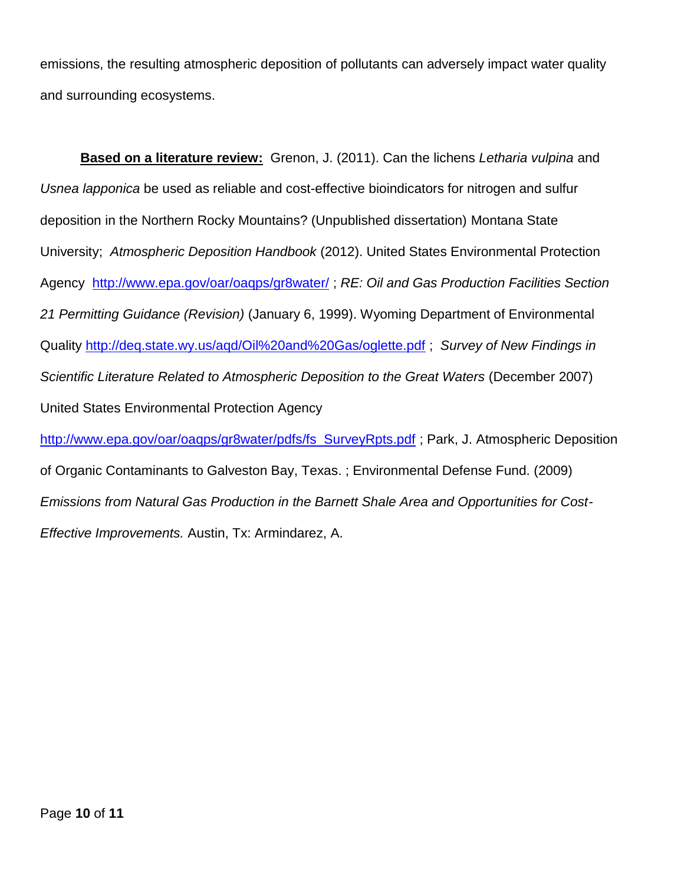emissions, the resulting atmospheric deposition of pollutants can adversely impact water quality and surrounding ecosystems.

**Based on a literature review:** Grenon, J. (2011). Can the lichens *Letharia vulpina* and *Usnea lapponica* be used as reliable and cost-effective bioindicators for nitrogen and sulfur deposition in the Northern Rocky Mountains? (Unpublished dissertation) Montana State University; *Atmospheric Deposition Handbook* (2012). United States Environmental Protection Agency http://www.epa.gov/oar/oaqps/gr8water/ ; *RE: Oil and Gas Production Facilities Section 21 Permitting Guidance (Revision)* (January 6, 1999). Wyoming Department of Environmental Quality http://deq.state.wy.us/aqd/Oil%20and%20Gas/oglette.pdf ; *Survey of New Findings in Scientific Literature Related to Atmospheric Deposition to the Great Waters* (December 2007) United States Environmental Protection Agency http://www.epa.gov/oar/oaqps/gr8water/pdfs/fs_SurveyRpts.pdf ; Park, J. Atmospheric Deposition of Organic Contaminants to Galveston Bay, Texas. ; Environmental Defense Fund. (2009) *Emissions from Natural Gas Production in the Barnett Shale Area and Opportunities for Cost-Effective Improvements.* Austin, Tx: Armindarez, A.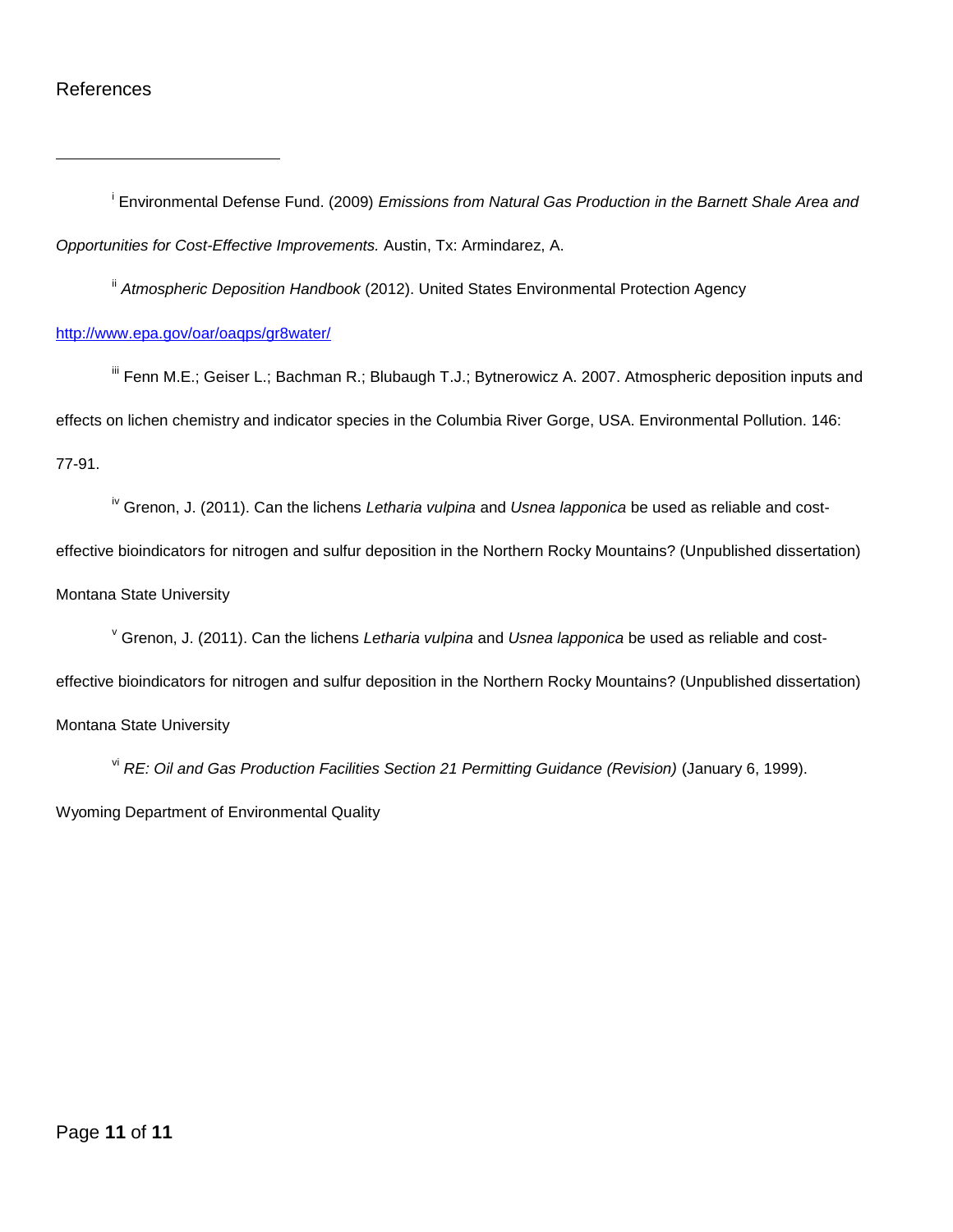References

[i] Environmental Defense Fund. (2009) *Emissions from Natural Gas Production in the Barnett Shale Area and Opportunities for Cost-Effective Improvements.* Austin, Tx: Armindarez, A.

[ii] *Atmospheric Deposition Handbook* (2012). United States Environmental Protection Agency http://www.epa.gov/oar/oaqps/gr8water/

[iii] Fenn M.E.; Geiser L.; Bachman R.; Blubaugh T.J.; Bytnerowicz A. 2007. Atmospheric deposition inputs and effects on lichen chemistry and indicator species in the Columbia River Gorge, USA. Environmental Pollution. 146: 77-91.

[iv] Grenon, J. (2011). Can the lichens *Letharia vulpina* and *Usnea lapponica* be used as reliable and cost-effective bioindicators for nitrogen and sulfur deposition in the Northern Rocky Mountains? (Unpublished dissertation) Montana State University

[v] Grenon, J. (2011). Can the lichens *Letharia vulpina* and *Usnea lapponica* be used as reliable and cost-effective bioindicators for nitrogen and sulfur deposition in the Northern Rocky Mountains? (Unpublished dissertation) Montana State University

[vi] *RE: Oil and Gas Production Facilities Section 21 Permitting Guidance (Revision)* (January 6, 1999). Wyoming Department of Environmental Quality